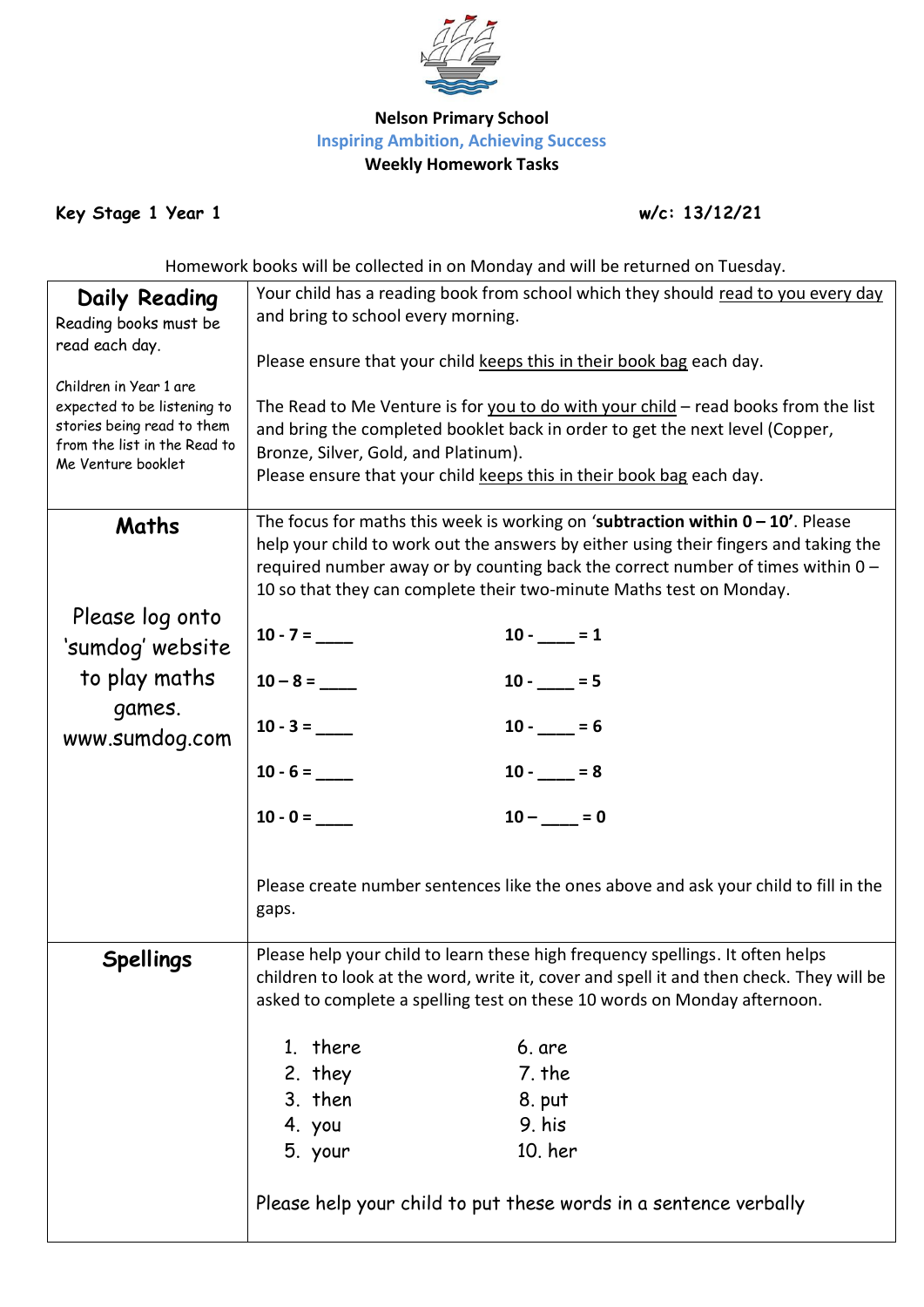**Nelson Primary School**

**Inspiring Ambition, Achieving Success**

**Weekly Homework Tasks**

**Key Stage 1 Year 1** **w/c: 13/12/21**

Homework books will be collected in on Monday and will be returned on Tuesday.

| | |
|---|---|
| **Daily Reading**<br>Reading books must be read each day.<br><br>Children in Year 1 are expected to be listening to stories being read to them from the list in the Read to Me Venture booklet | Your child has a reading book from school which they should read to you every day and bring to school every morning.<br><br>Please ensure that your child keeps this in their book bag each day.<br><br>The Read to Me Venture is for you to do with your child – read books from the list and bring the completed booklet back in order to get the next level (Copper, Bronze, Silver, Gold, and Platinum).<br>Please ensure that your child keeps this in their book bag each day. |
| **Maths**<br><br>Please log onto 'sumdog' website to play maths games.<br>www.sumdog.com | The focus for maths this week is working on '**subtraction within 0 – 10'**. Please help your child to work out the answers by either using their fingers and taking the required number away or by counting back the correct number of times within 0 – 10 so that they can complete their two-minute Maths test on Monday.<br><br>**10 - 7 = \_\_\_\_** &nbsp;&nbsp;&nbsp;&nbsp; **10 - \_\_\_\_ = 1**<br>**10 – 8 = \_\_\_\_** &nbsp;&nbsp;&nbsp;&nbsp; **10 - \_\_\_\_ = 5**<br>**10 - 3 = \_\_\_\_** &nbsp;&nbsp;&nbsp;&nbsp; **10 - \_\_\_\_ = 6**<br>**10 - 6 = \_\_\_\_** &nbsp;&nbsp;&nbsp;&nbsp; **10 - \_\_\_\_ = 8**<br>**10 - 0 = \_\_\_\_** &nbsp;&nbsp;&nbsp;&nbsp; **10 – \_\_\_\_ = 0**<br><br>Please create number sentences like the ones above and ask your child to fill in the gaps. |
| **Spellings** | Please help your child to learn these high frequency spellings. It often helps children to look at the word, write it, cover and spell it and then check. They will be asked to complete a spelling test on these 10 words on Monday afternoon.<br><br>1. there &nbsp;&nbsp;&nbsp;&nbsp; 6. are<br>2. they &nbsp;&nbsp;&nbsp;&nbsp; 7. the<br>3. then &nbsp;&nbsp;&nbsp;&nbsp; 8. put<br>4. you &nbsp;&nbsp;&nbsp;&nbsp; 9. his<br>5. your &nbsp;&nbsp;&nbsp;&nbsp; 10. her<br><br>Please help your child to put these words in a sentence verbally |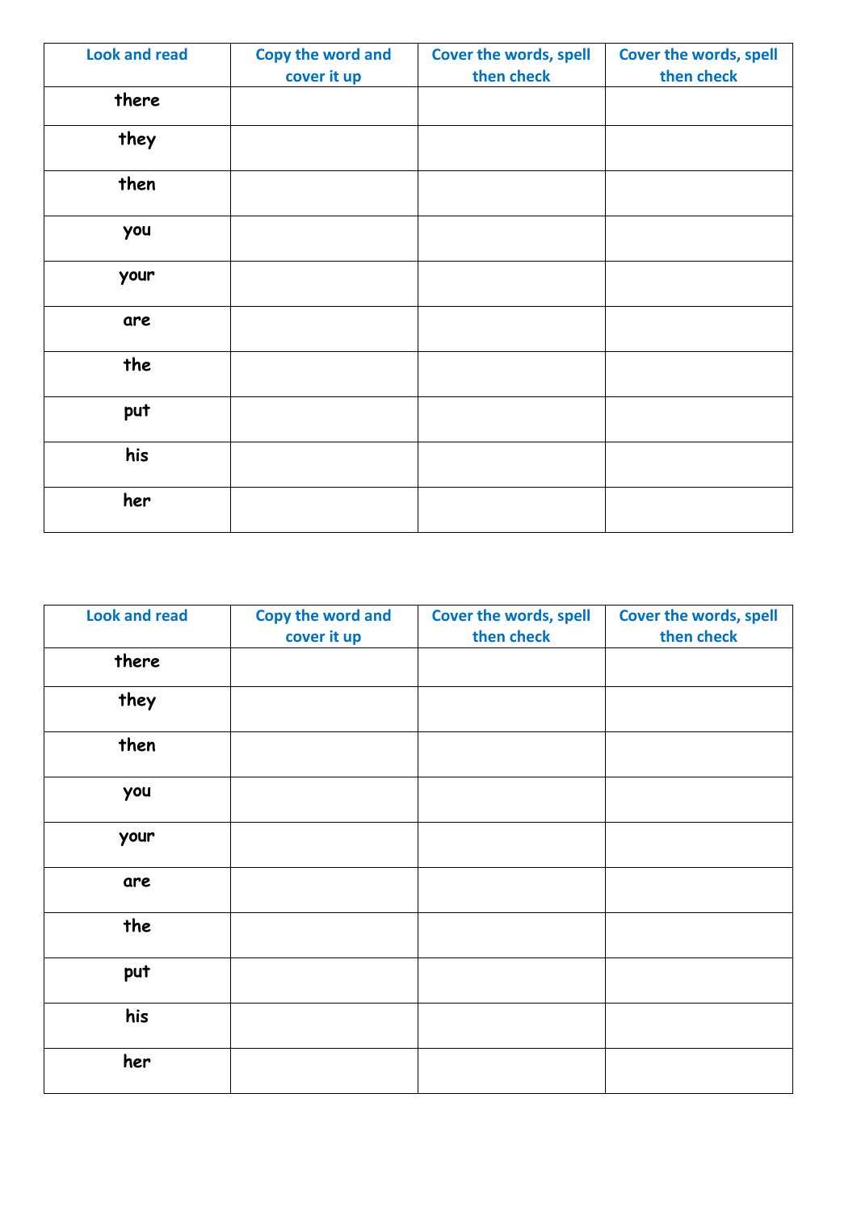| Look and read | Copy the word and cover it up | Cover the words, spell then check | Cover the words, spell then check |
|---|---|---|---|
| there | | | |
| they | | | |
| then | | | |
| you | | | |
| your | | | |
| are | | | |
| the | | | |
| put | | | |
| his | | | |
| her | | | |

| Look and read | Copy the word and cover it up | Cover the words, spell then check | Cover the words, spell then check |
|---|---|---|---|
| there | | | |
| they | | | |
| then | | | |
| you | | | |
| your | | | |
| are | | | |
| the | | | |
| put | | | |
| his | | | |
| her | | | |